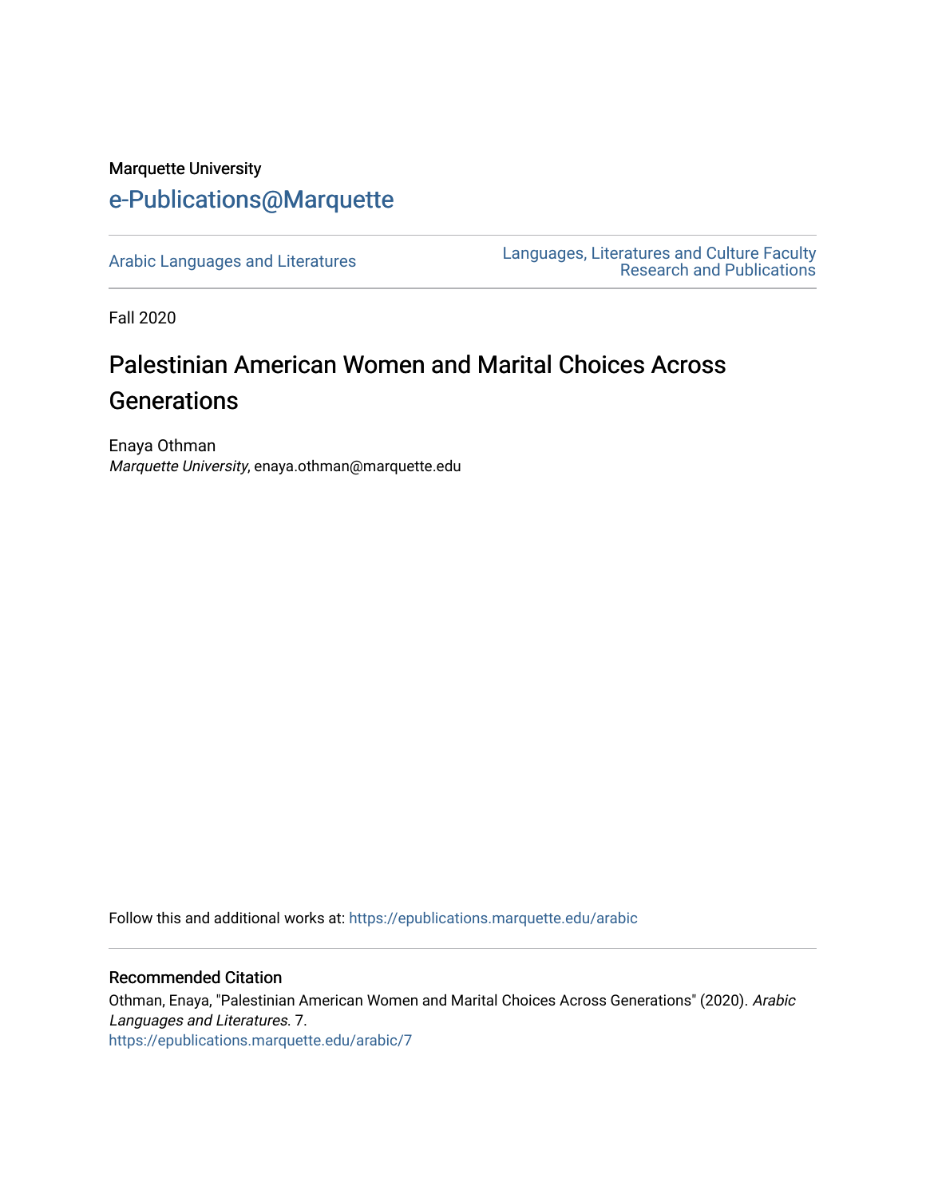Marquette University

e-Publications@Marquette

Arabic Languages and Literatures

Languages, Literatures and Culture Faculty Research and Publications

Fall 2020

# Palestinian American Women and Marital Choices Across Generations

Enaya Othman
*Marquette University*, enaya.othman@marquette.edu

Follow this and additional works at: https://epublications.marquette.edu/arabic

## Recommended Citation

Othman, Enaya, "Palestinian American Women and Marital Choices Across Generations" (2020). *Arabic Languages and Literatures*. 7.
https://epublications.marquette.edu/arabic/7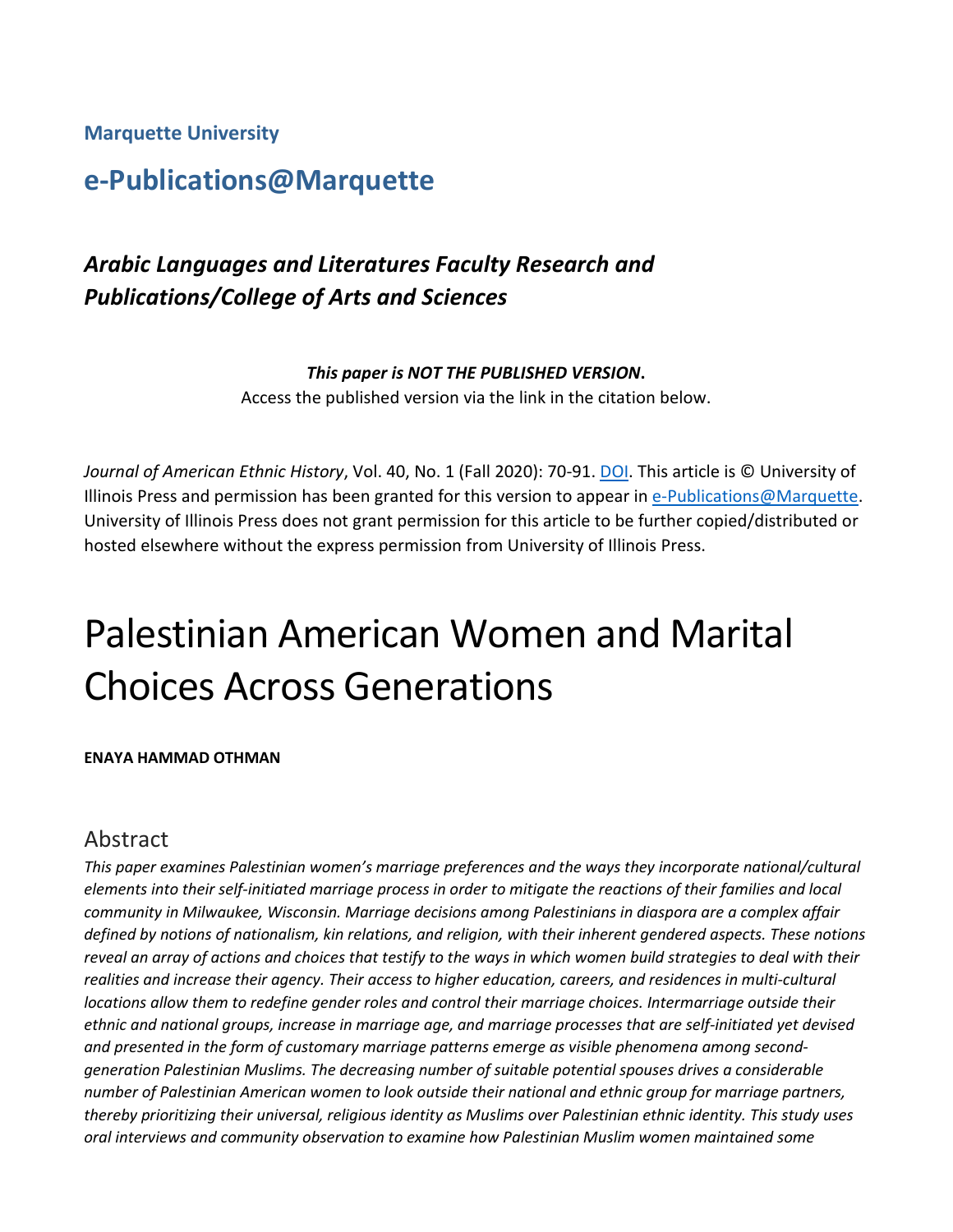**Marquette University**

## e-Publications@Marquette

### *Arabic Languages and Literatures Faculty Research and Publications/College of Arts and Sciences*

***This paper is NOT THE PUBLISHED VERSION*.**
Access the published version via the link in the citation below.

*Journal of American Ethnic History*, Vol. 40, No. 1 (Fall 2020): 70-91. DOI. This article is © University of Illinois Press and permission has been granted for this version to appear in e-Publications@Marquette. University of Illinois Press does not grant permission for this article to be further copied/distributed or hosted elsewhere without the express permission from University of Illinois Press.

# Palestinian American Women and Marital Choices Across Generations

**ENAYA HAMMAD OTHMAN**

## Abstract

*This paper examines Palestinian women's marriage preferences and the ways they incorporate national/cultural elements into their self-initiated marriage process in order to mitigate the reactions of their families and local community in Milwaukee, Wisconsin. Marriage decisions among Palestinians in diaspora are a complex affair defined by notions of nationalism, kin relations, and religion, with their inherent gendered aspects. These notions reveal an array of actions and choices that testify to the ways in which women build strategies to deal with their realities and increase their agency. Their access to higher education, careers, and residences in multi-cultural locations allow them to redefine gender roles and control their marriage choices. Intermarriage outside their ethnic and national groups, increase in marriage age, and marriage processes that are self-initiated yet devised and presented in the form of customary marriage patterns emerge as visible phenomena among second-generation Palestinian Muslims. The decreasing number of suitable potential spouses drives a considerable number of Palestinian American women to look outside their national and ethnic group for marriage partners, thereby prioritizing their universal, religious identity as Muslims over Palestinian ethnic identity. This study uses oral interviews and community observation to examine how Palestinian Muslim women maintained some*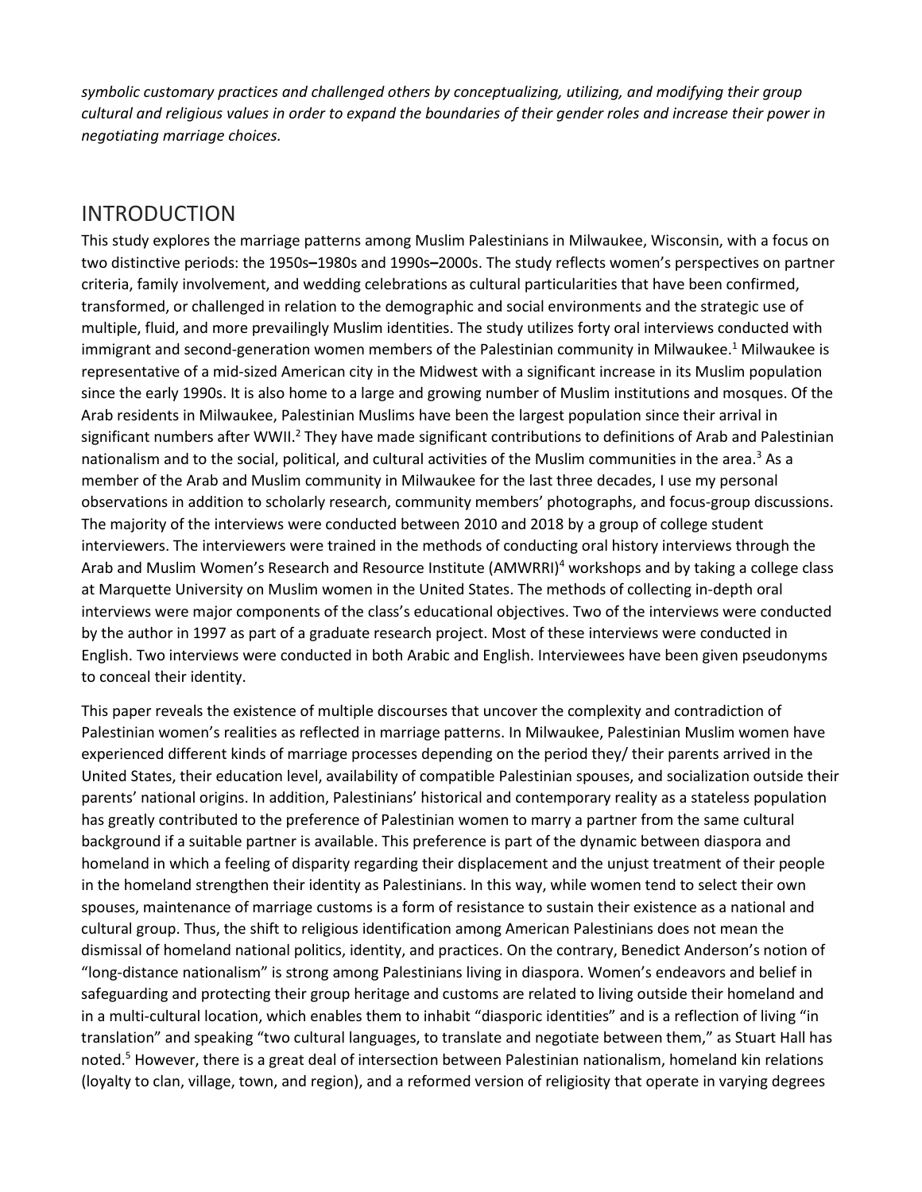*symbolic customary practices and challenged others by conceptualizing, utilizing, and modifying their group cultural and religious values in order to expand the boundaries of their gender roles and increase their power in negotiating marriage choices.*

## INTRODUCTION

This study explores the marriage patterns among Muslim Palestinians in Milwaukee, Wisconsin, with a focus on two distinctive periods: the 1950s–1980s and 1990s–2000s. The study reflects women's perspectives on partner criteria, family involvement, and wedding celebrations as cultural particularities that have been confirmed, transformed, or challenged in relation to the demographic and social environments and the strategic use of multiple, fluid, and more prevailingly Muslim identities. The study utilizes forty oral interviews conducted with immigrant and second-generation women members of the Palestinian community in Milwaukee.[1] Milwaukee is representative of a mid-sized American city in the Midwest with a significant increase in its Muslim population since the early 1990s. It is also home to a large and growing number of Muslim institutions and mosques. Of the Arab residents in Milwaukee, Palestinian Muslims have been the largest population since their arrival in significant numbers after WWII.[2] They have made significant contributions to definitions of Arab and Palestinian nationalism and to the social, political, and cultural activities of the Muslim communities in the area.[3] As a member of the Arab and Muslim community in Milwaukee for the last three decades, I use my personal observations in addition to scholarly research, community members' photographs, and focus-group discussions. The majority of the interviews were conducted between 2010 and 2018 by a group of college student interviewers. The interviewers were trained in the methods of conducting oral history interviews through the Arab and Muslim Women's Research and Resource Institute (AMWRRI)[4] workshops and by taking a college class at Marquette University on Muslim women in the United States. The methods of collecting in-depth oral interviews were major components of the class's educational objectives. Two of the interviews were conducted by the author in 1997 as part of a graduate research project. Most of these interviews were conducted in English. Two interviews were conducted in both Arabic and English. Interviewees have been given pseudonyms to conceal their identity.

This paper reveals the existence of multiple discourses that uncover the complexity and contradiction of Palestinian women's realities as reflected in marriage patterns. In Milwaukee, Palestinian Muslim women have experienced different kinds of marriage processes depending on the period they/ their parents arrived in the United States, their education level, availability of compatible Palestinian spouses, and socialization outside their parents' national origins. In addition, Palestinians' historical and contemporary reality as a stateless population has greatly contributed to the preference of Palestinian women to marry a partner from the same cultural background if a suitable partner is available. This preference is part of the dynamic between diaspora and homeland in which a feeling of disparity regarding their displacement and the unjust treatment of their people in the homeland strengthen their identity as Palestinians. In this way, while women tend to select their own spouses, maintenance of marriage customs is a form of resistance to sustain their existence as a national and cultural group. Thus, the shift to religious identification among American Palestinians does not mean the dismissal of homeland national politics, identity, and practices. On the contrary, Benedict Anderson's notion of "long-distance nationalism" is strong among Palestinians living in diaspora. Women's endeavors and belief in safeguarding and protecting their group heritage and customs are related to living outside their homeland and in a multi-cultural location, which enables them to inhabit "diasporic identities" and is a reflection of living "in translation" and speaking "two cultural languages, to translate and negotiate between them," as Stuart Hall has noted.[5] However, there is a great deal of intersection between Palestinian nationalism, homeland kin relations (loyalty to clan, village, town, and region), and a reformed version of religiosity that operate in varying degrees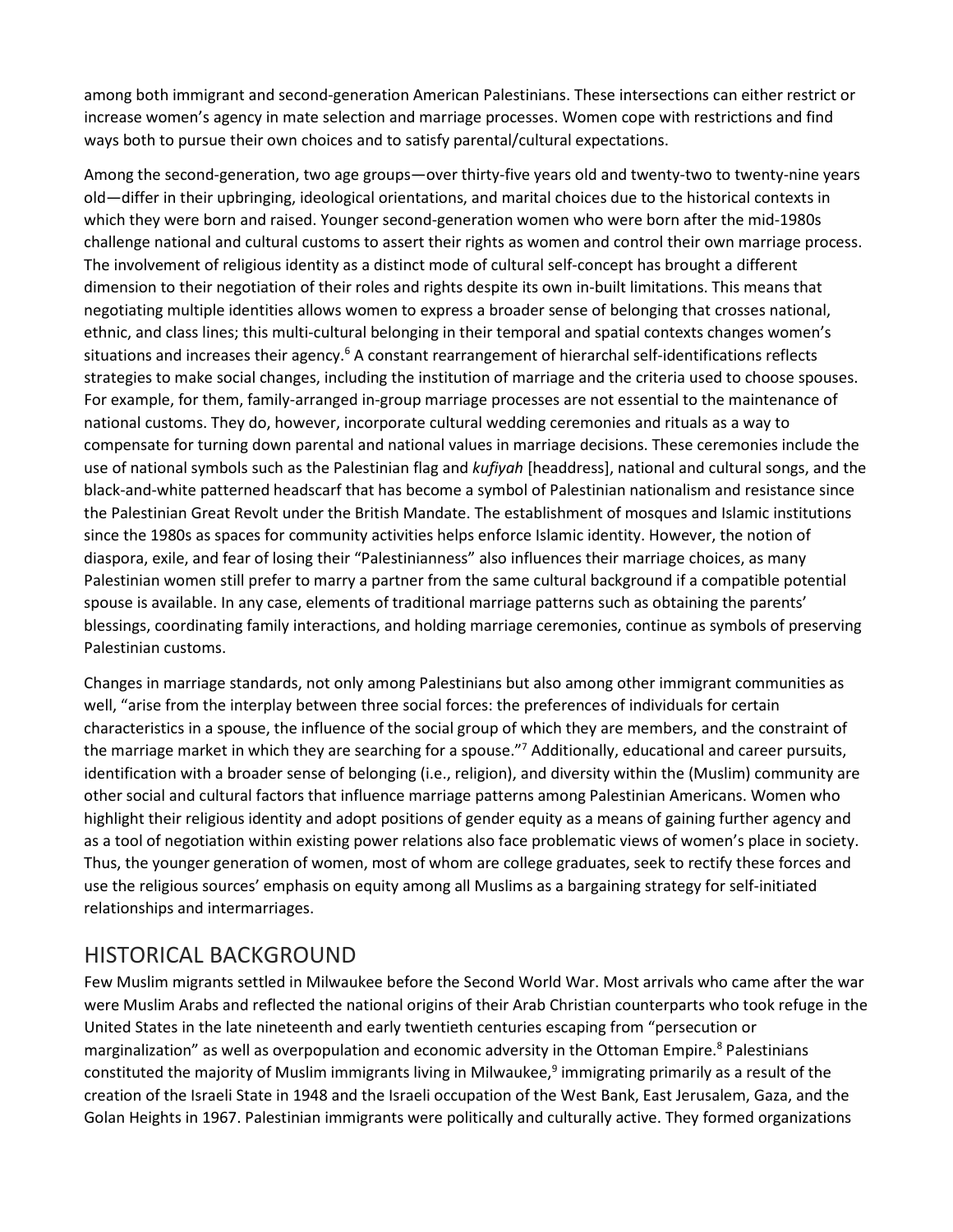among both immigrant and second-generation American Palestinians. These intersections can either restrict or increase women's agency in mate selection and marriage processes. Women cope with restrictions and find ways both to pursue their own choices and to satisfy parental/cultural expectations.

Among the second-generation, two age groups—over thirty-five years old and twenty-two to twenty-nine years old—differ in their upbringing, ideological orientations, and marital choices due to the historical contexts in which they were born and raised. Younger second-generation women who were born after the mid-1980s challenge national and cultural customs to assert their rights as women and control their own marriage process. The involvement of religious identity as a distinct mode of cultural self-concept has brought a different dimension to their negotiation of their roles and rights despite its own in-built limitations. This means that negotiating multiple identities allows women to express a broader sense of belonging that crosses national, ethnic, and class lines; this multi-cultural belonging in their temporal and spatial contexts changes women's situations and increases their agency.[6] A constant rearrangement of hierarchal self-identifications reflects strategies to make social changes, including the institution of marriage and the criteria used to choose spouses. For example, for them, family-arranged in-group marriage processes are not essential to the maintenance of national customs. They do, however, incorporate cultural wedding ceremonies and rituals as a way to compensate for turning down parental and national values in marriage decisions. These ceremonies include the use of national symbols such as the Palestinian flag and *kufiyah* [headdress], national and cultural songs, and the black-and-white patterned headscarf that has become a symbol of Palestinian nationalism and resistance since the Palestinian Great Revolt under the British Mandate. The establishment of mosques and Islamic institutions since the 1980s as spaces for community activities helps enforce Islamic identity. However, the notion of diaspora, exile, and fear of losing their "Palestinianness" also influences their marriage choices, as many Palestinian women still prefer to marry a partner from the same cultural background if a compatible potential spouse is available. In any case, elements of traditional marriage patterns such as obtaining the parents' blessings, coordinating family interactions, and holding marriage ceremonies, continue as symbols of preserving Palestinian customs.

Changes in marriage standards, not only among Palestinians but also among other immigrant communities as well, "arise from the interplay between three social forces: the preferences of individuals for certain characteristics in a spouse, the influence of the social group of which they are members, and the constraint of the marriage market in which they are searching for a spouse."[7] Additionally, educational and career pursuits, identification with a broader sense of belonging (i.e., religion), and diversity within the (Muslim) community are other social and cultural factors that influence marriage patterns among Palestinian Americans. Women who highlight their religious identity and adopt positions of gender equity as a means of gaining further agency and as a tool of negotiation within existing power relations also face problematic views of women's place in society. Thus, the younger generation of women, most of whom are college graduates, seek to rectify these forces and use the religious sources' emphasis on equity among all Muslims as a bargaining strategy for self-initiated relationships and intermarriages.

## HISTORICAL BACKGROUND

Few Muslim migrants settled in Milwaukee before the Second World War. Most arrivals who came after the war were Muslim Arabs and reflected the national origins of their Arab Christian counterparts who took refuge in the United States in the late nineteenth and early twentieth centuries escaping from "persecution or marginalization" as well as overpopulation and economic adversity in the Ottoman Empire.[8] Palestinians constituted the majority of Muslim immigrants living in Milwaukee,[9] immigrating primarily as a result of the creation of the Israeli State in 1948 and the Israeli occupation of the West Bank, East Jerusalem, Gaza, and the Golan Heights in 1967. Palestinian immigrants were politically and culturally active. They formed organizations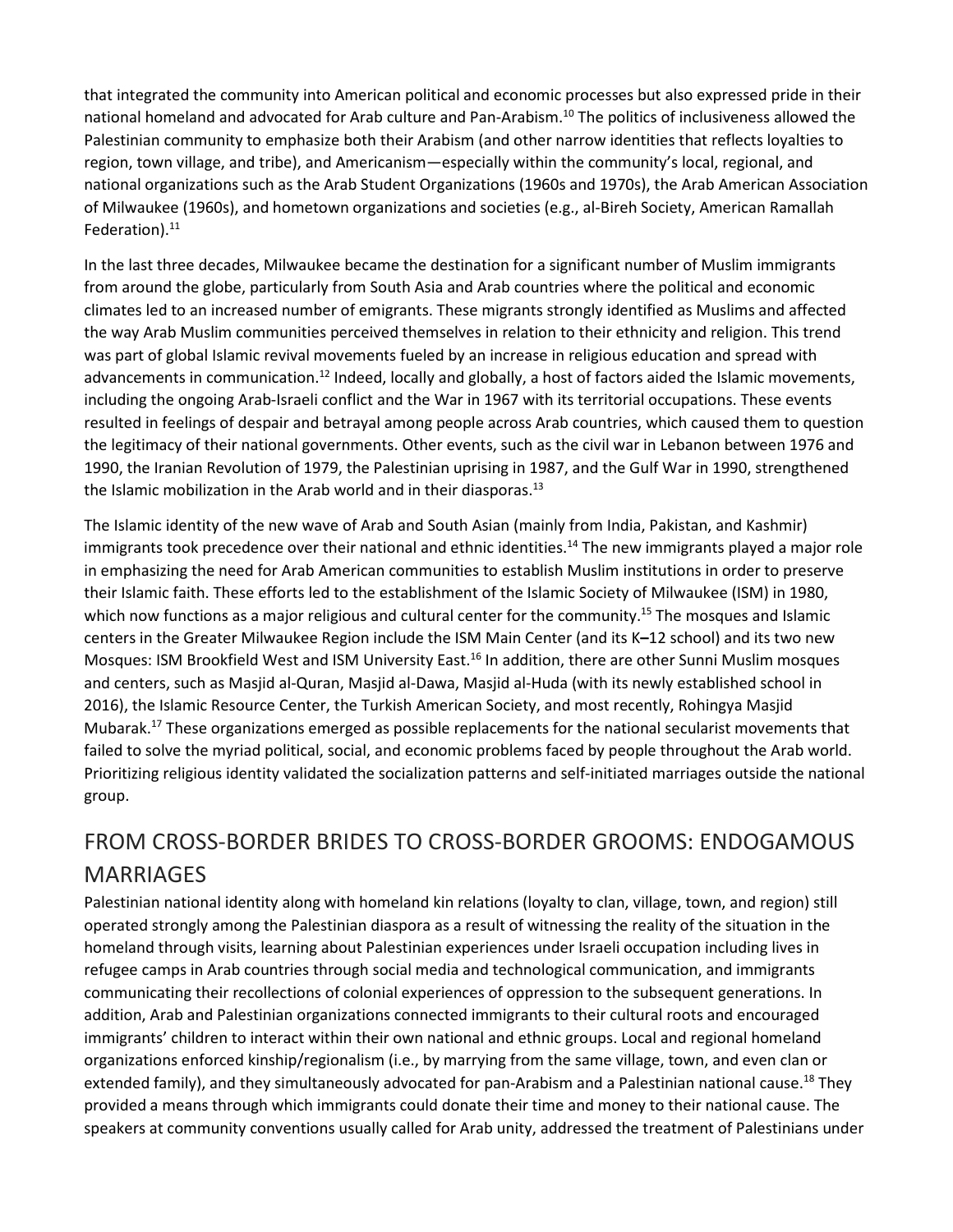that integrated the community into American political and economic processes but also expressed pride in their national homeland and advocated for Arab culture and Pan-Arabism.[10] The politics of inclusiveness allowed the Palestinian community to emphasize both their Arabism (and other narrow identities that reflects loyalties to region, town village, and tribe), and Americanism—especially within the community's local, regional, and national organizations such as the Arab Student Organizations (1960s and 1970s), the Arab American Association of Milwaukee (1960s), and hometown organizations and societies (e.g., al-Bireh Society, American Ramallah Federation).[11]

In the last three decades, Milwaukee became the destination for a significant number of Muslim immigrants from around the globe, particularly from South Asia and Arab countries where the political and economic climates led to an increased number of emigrants. These migrants strongly identified as Muslims and affected the way Arab Muslim communities perceived themselves in relation to their ethnicity and religion. This trend was part of global Islamic revival movements fueled by an increase in religious education and spread with advancements in communication.[12] Indeed, locally and globally, a host of factors aided the Islamic movements, including the ongoing Arab-Israeli conflict and the War in 1967 with its territorial occupations. These events resulted in feelings of despair and betrayal among people across Arab countries, which caused them to question the legitimacy of their national governments. Other events, such as the civil war in Lebanon between 1976 and 1990, the Iranian Revolution of 1979, the Palestinian uprising in 1987, and the Gulf War in 1990, strengthened the Islamic mobilization in the Arab world and in their diasporas.[13]

The Islamic identity of the new wave of Arab and South Asian (mainly from India, Pakistan, and Kashmir) immigrants took precedence over their national and ethnic identities.[14] The new immigrants played a major role in emphasizing the need for Arab American communities to establish Muslim institutions in order to preserve their Islamic faith. These efforts led to the establishment of the Islamic Society of Milwaukee (ISM) in 1980, which now functions as a major religious and cultural center for the community.[15] The mosques and Islamic centers in the Greater Milwaukee Region include the ISM Main Center (and its K–12 school) and its two new Mosques: ISM Brookfield West and ISM University East.[16] In addition, there are other Sunni Muslim mosques and centers, such as Masjid al-Quran, Masjid al-Dawa, Masjid al-Huda (with its newly established school in 2016), the Islamic Resource Center, the Turkish American Society, and most recently, Rohingya Masjid Mubarak.[17] These organizations emerged as possible replacements for the national secularist movements that failed to solve the myriad political, social, and economic problems faced by people throughout the Arab world. Prioritizing religious identity validated the socialization patterns and self-initiated marriages outside the national group.

## FROM CROSS-BORDER BRIDES TO CROSS-BORDER GROOMS: ENDOGAMOUS MARRIAGES

Palestinian national identity along with homeland kin relations (loyalty to clan, village, town, and region) still operated strongly among the Palestinian diaspora as a result of witnessing the reality of the situation in the homeland through visits, learning about Palestinian experiences under Israeli occupation including lives in refugee camps in Arab countries through social media and technological communication, and immigrants communicating their recollections of colonial experiences of oppression to the subsequent generations. In addition, Arab and Palestinian organizations connected immigrants to their cultural roots and encouraged immigrants' children to interact within their own national and ethnic groups. Local and regional homeland organizations enforced kinship/regionalism (i.e., by marrying from the same village, town, and even clan or extended family), and they simultaneously advocated for pan-Arabism and a Palestinian national cause.[18] They provided a means through which immigrants could donate their time and money to their national cause. The speakers at community conventions usually called for Arab unity, addressed the treatment of Palestinians under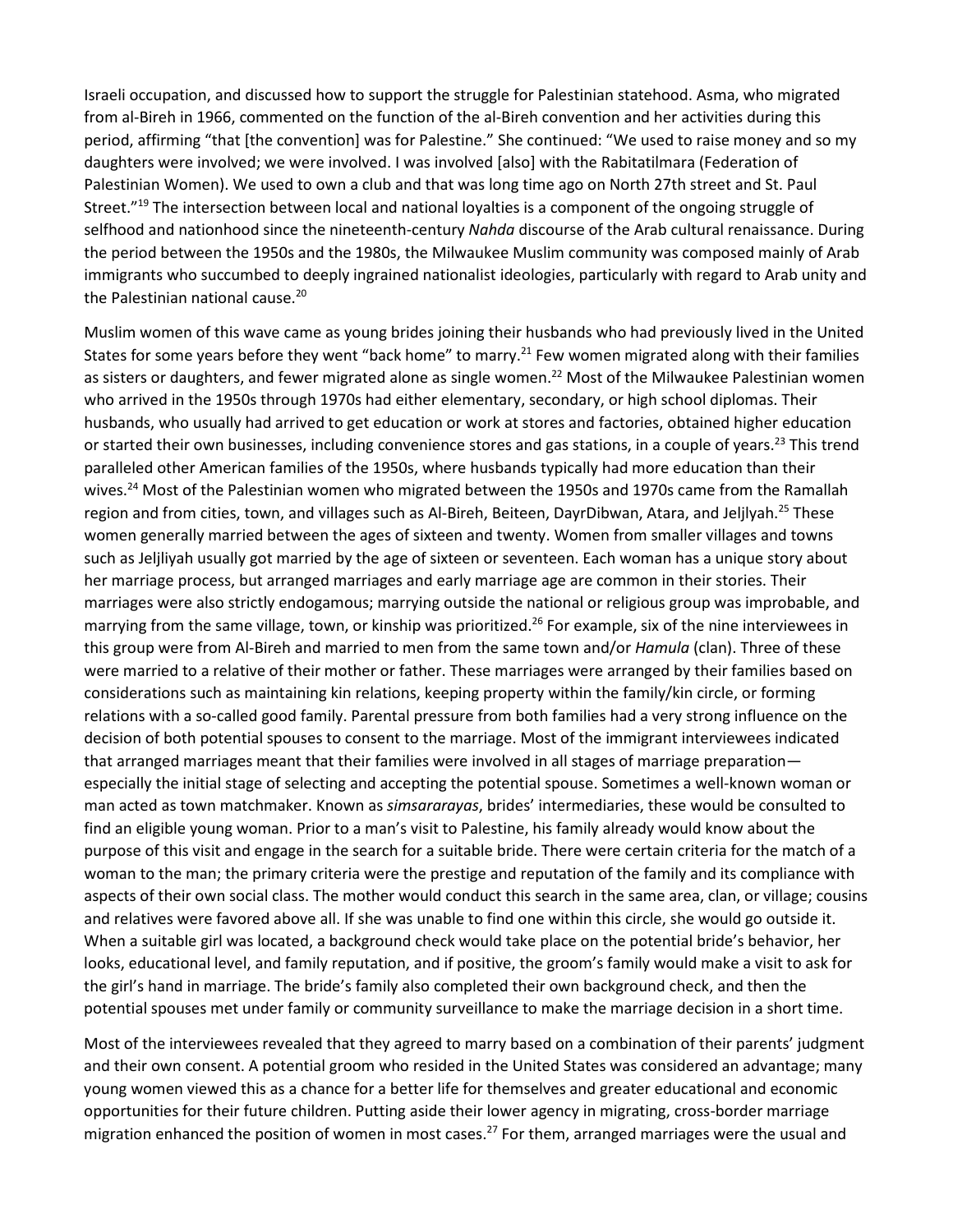Israeli occupation, and discussed how to support the struggle for Palestinian statehood. Asma, who migrated from al-Bireh in 1966, commented on the function of the al-Bireh convention and her activities during this period, affirming "that [the convention] was for Palestine." She continued: "We used to raise money and so my daughters were involved; we were involved. I was involved [also] with the Rabitatilmara (Federation of Palestinian Women). We used to own a club and that was long time ago on North 27th street and St. Paul Street."[19] The intersection between local and national loyalties is a component of the ongoing struggle of selfhood and nationhood since the nineteenth-century *Nahda* discourse of the Arab cultural renaissance. During the period between the 1950s and the 1980s, the Milwaukee Muslim community was composed mainly of Arab immigrants who succumbed to deeply ingrained nationalist ideologies, particularly with regard to Arab unity and the Palestinian national cause.[20]

Muslim women of this wave came as young brides joining their husbands who had previously lived in the United States for some years before they went "back home" to marry.[21] Few women migrated along with their families as sisters or daughters, and fewer migrated alone as single women.[22] Most of the Milwaukee Palestinian women who arrived in the 1950s through 1970s had either elementary, secondary, or high school diplomas. Their husbands, who usually had arrived to get education or work at stores and factories, obtained higher education or started their own businesses, including convenience stores and gas stations, in a couple of years.[23] This trend paralleled other American families of the 1950s, where husbands typically had more education than their wives.[24] Most of the Palestinian women who migrated between the 1950s and 1970s came from the Ramallah region and from cities, town, and villages such as Al-Bireh, Beiteen, DayrDibwan, Atara, and Jeljlyah.[25] These women generally married between the ages of sixteen and twenty. Women from smaller villages and towns such as Jeljliyah usually got married by the age of sixteen or seventeen. Each woman has a unique story about her marriage process, but arranged marriages and early marriage age are common in their stories. Their marriages were also strictly endogamous; marrying outside the national or religious group was improbable, and marrying from the same village, town, or kinship was prioritized.[26] For example, six of the nine interviewees in this group were from Al-Bireh and married to men from the same town and/or *Hamula* (clan). Three of these were married to a relative of their mother or father. These marriages were arranged by their families based on considerations such as maintaining kin relations, keeping property within the family/kin circle, or forming relations with a so-called good family. Parental pressure from both families had a very strong influence on the decision of both potential spouses to consent to the marriage. Most of the immigrant interviewees indicated that arranged marriages meant that their families were involved in all stages of marriage preparation—especially the initial stage of selecting and accepting the potential spouse. Sometimes a well-known woman or man acted as town matchmaker. Known as *simsararayas*, brides' intermediaries, these would be consulted to find an eligible young woman. Prior to a man's visit to Palestine, his family already would know about the purpose of this visit and engage in the search for a suitable bride. There were certain criteria for the match of a woman to the man; the primary criteria were the prestige and reputation of the family and its compliance with aspects of their own social class. The mother would conduct this search in the same area, clan, or village; cousins and relatives were favored above all. If she was unable to find one within this circle, she would go outside it. When a suitable girl was located, a background check would take place on the potential bride's behavior, her looks, educational level, and family reputation, and if positive, the groom's family would make a visit to ask for the girl's hand in marriage. The bride's family also completed their own background check, and then the potential spouses met under family or community surveillance to make the marriage decision in a short time.

Most of the interviewees revealed that they agreed to marry based on a combination of their parents' judgment and their own consent. A potential groom who resided in the United States was considered an advantage; many young women viewed this as a chance for a better life for themselves and greater educational and economic opportunities for their future children. Putting aside their lower agency in migrating, cross-border marriage migration enhanced the position of women in most cases.[27] For them, arranged marriages were the usual and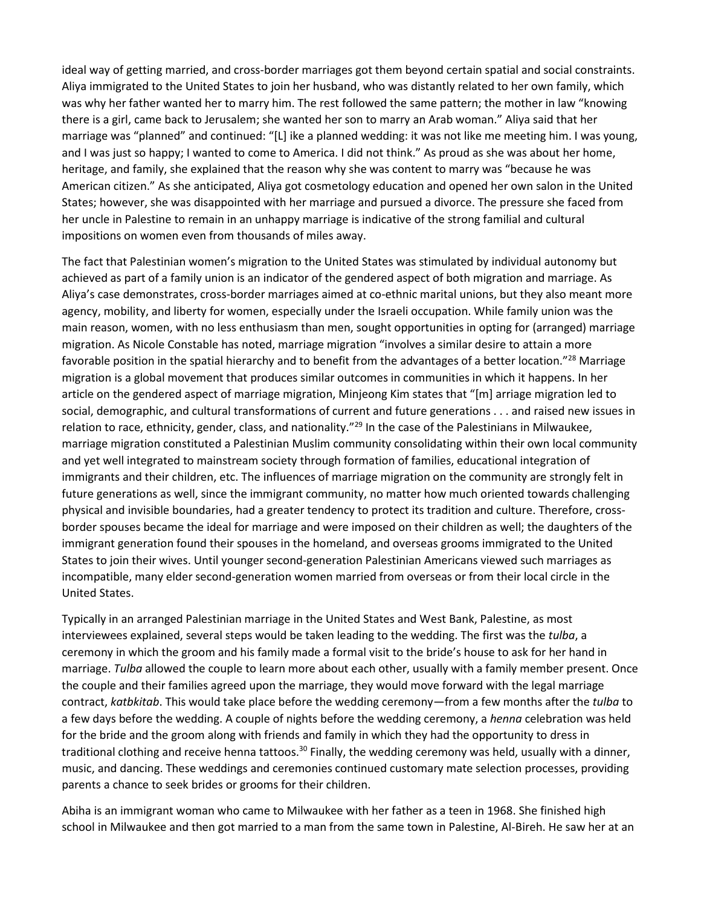ideal way of getting married, and cross-border marriages got them beyond certain spatial and social constraints. Aliya immigrated to the United States to join her husband, who was distantly related to her own family, which was why her father wanted her to marry him. The rest followed the same pattern; the mother in law "knowing there is a girl, came back to Jerusalem; she wanted her son to marry an Arab woman." Aliya said that her marriage was "planned" and continued: "[L] ike a planned wedding: it was not like me meeting him. I was young, and I was just so happy; I wanted to come to America. I did not think." As proud as she was about her home, heritage, and family, she explained that the reason why she was content to marry was "because he was American citizen." As she anticipated, Aliya got cosmetology education and opened her own salon in the United States; however, she was disappointed with her marriage and pursued a divorce. The pressure she faced from her uncle in Palestine to remain in an unhappy marriage is indicative of the strong familial and cultural impositions on women even from thousands of miles away.

The fact that Palestinian women's migration to the United States was stimulated by individual autonomy but achieved as part of a family union is an indicator of the gendered aspect of both migration and marriage. As Aliya's case demonstrates, cross-border marriages aimed at co-ethnic marital unions, but they also meant more agency, mobility, and liberty for women, especially under the Israeli occupation. While family union was the main reason, women, with no less enthusiasm than men, sought opportunities in opting for (arranged) marriage migration. As Nicole Constable has noted, marriage migration "involves a similar desire to attain a more favorable position in the spatial hierarchy and to benefit from the advantages of a better location."[28] Marriage migration is a global movement that produces similar outcomes in communities in which it happens. In her article on the gendered aspect of marriage migration, Minjeong Kim states that "[m] arriage migration led to social, demographic, and cultural transformations of current and future generations . . . and raised new issues in relation to race, ethnicity, gender, class, and nationality."[29] In the case of the Palestinians in Milwaukee, marriage migration constituted a Palestinian Muslim community consolidating within their own local community and yet well integrated to mainstream society through formation of families, educational integration of immigrants and their children, etc. The influences of marriage migration on the community are strongly felt in future generations as well, since the immigrant community, no matter how much oriented towards challenging physical and invisible boundaries, had a greater tendency to protect its tradition and culture. Therefore, cross-border spouses became the ideal for marriage and were imposed on their children as well; the daughters of the immigrant generation found their spouses in the homeland, and overseas grooms immigrated to the United States to join their wives. Until younger second-generation Palestinian Americans viewed such marriages as incompatible, many elder second-generation women married from overseas or from their local circle in the United States.

Typically in an arranged Palestinian marriage in the United States and West Bank, Palestine, as most interviewees explained, several steps would be taken leading to the wedding. The first was the *tulba*, a ceremony in which the groom and his family made a formal visit to the bride's house to ask for her hand in marriage. *Tulba* allowed the couple to learn more about each other, usually with a family member present. Once the couple and their families agreed upon the marriage, they would move forward with the legal marriage contract, *katbkitab*. This would take place before the wedding ceremony—from a few months after the *tulba* to a few days before the wedding. A couple of nights before the wedding ceremony, a *henna* celebration was held for the bride and the groom along with friends and family in which they had the opportunity to dress in traditional clothing and receive henna tattoos.[30] Finally, the wedding ceremony was held, usually with a dinner, music, and dancing. These weddings and ceremonies continued customary mate selection processes, providing parents a chance to seek brides or grooms for their children.

Abiha is an immigrant woman who came to Milwaukee with her father as a teen in 1968. She finished high school in Milwaukee and then got married to a man from the same town in Palestine, Al-Bireh. He saw her at an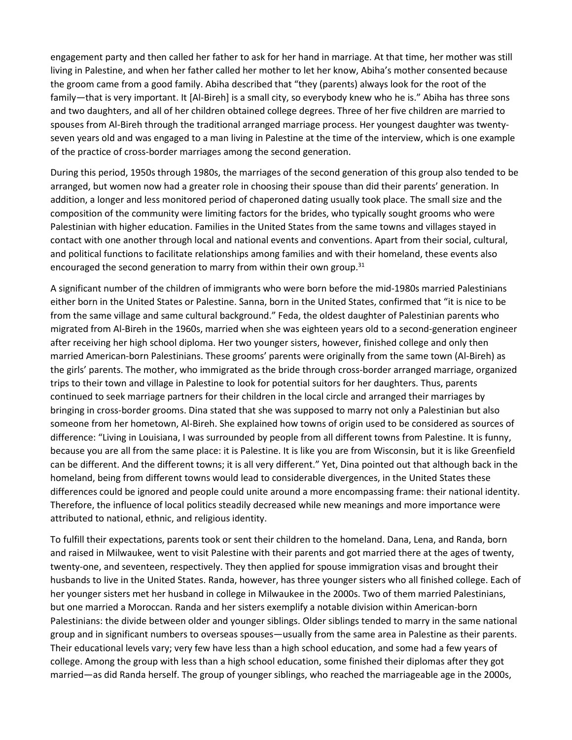engagement party and then called her father to ask for her hand in marriage. At that time, her mother was still living in Palestine, and when her father called her mother to let her know, Abiha's mother consented because the groom came from a good family. Abiha described that "they (parents) always look for the root of the family—that is very important. It [Al-Bireh] is a small city, so everybody knew who he is." Abiha has three sons and two daughters, and all of her children obtained college degrees. Three of her five children are married to spouses from Al-Bireh through the traditional arranged marriage process. Her youngest daughter was twenty-seven years old and was engaged to a man living in Palestine at the time of the interview, which is one example of the practice of cross-border marriages among the second generation.

During this period, 1950s through 1980s, the marriages of the second generation of this group also tended to be arranged, but women now had a greater role in choosing their spouse than did their parents' generation. In addition, a longer and less monitored period of chaperoned dating usually took place. The small size and the composition of the community were limiting factors for the brides, who typically sought grooms who were Palestinian with higher education. Families in the United States from the same towns and villages stayed in contact with one another through local and national events and conventions. Apart from their social, cultural, and political functions to facilitate relationships among families and with their homeland, these events also encouraged the second generation to marry from within their own group.[31]

A significant number of the children of immigrants who were born before the mid-1980s married Palestinians either born in the United States or Palestine. Sanna, born in the United States, confirmed that "it is nice to be from the same village and same cultural background." Feda, the oldest daughter of Palestinian parents who migrated from Al-Bireh in the 1960s, married when she was eighteen years old to a second-generation engineer after receiving her high school diploma. Her two younger sisters, however, finished college and only then married American-born Palestinians. These grooms' parents were originally from the same town (Al-Bireh) as the girls' parents. The mother, who immigrated as the bride through cross-border arranged marriage, organized trips to their town and village in Palestine to look for potential suitors for her daughters. Thus, parents continued to seek marriage partners for their children in the local circle and arranged their marriages by bringing in cross-border grooms. Dina stated that she was supposed to marry not only a Palestinian but also someone from her hometown, Al-Bireh. She explained how towns of origin used to be considered as sources of difference: "Living in Louisiana, I was surrounded by people from all different towns from Palestine. It is funny, because you are all from the same place: it is Palestine. It is like you are from Wisconsin, but it is like Greenfield can be different. And the different towns; it is all very different." Yet, Dina pointed out that although back in the homeland, being from different towns would lead to considerable divergences, in the United States these differences could be ignored and people could unite around a more encompassing frame: their national identity. Therefore, the influence of local politics steadily decreased while new meanings and more importance were attributed to national, ethnic, and religious identity.

To fulfill their expectations, parents took or sent their children to the homeland. Dana, Lena, and Randa, born and raised in Milwaukee, went to visit Palestine with their parents and got married there at the ages of twenty, twenty-one, and seventeen, respectively. They then applied for spouse immigration visas and brought their husbands to live in the United States. Randa, however, has three younger sisters who all finished college. Each of her younger sisters met her husband in college in Milwaukee in the 2000s. Two of them married Palestinians, but one married a Moroccan. Randa and her sisters exemplify a notable division within American-born Palestinians: the divide between older and younger siblings. Older siblings tended to marry in the same national group and in significant numbers to overseas spouses—usually from the same area in Palestine as their parents. Their educational levels vary; very few have less than a high school education, and some had a few years of college. Among the group with less than a high school education, some finished their diplomas after they got married—as did Randa herself. The group of younger siblings, who reached the marriageable age in the 2000s,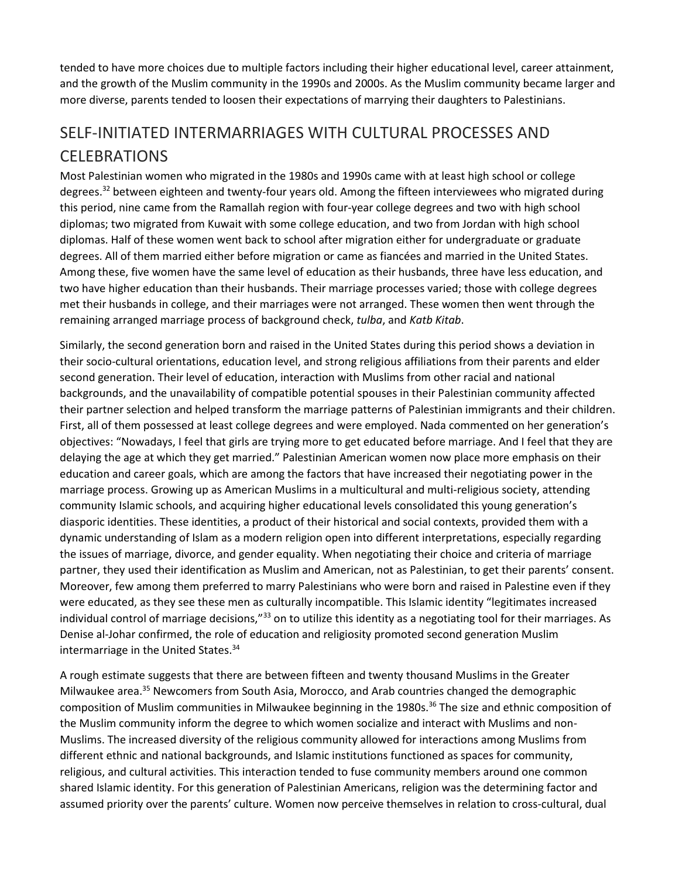tended to have more choices due to multiple factors including their higher educational level, career attainment, and the growth of the Muslim community in the 1990s and 2000s. As the Muslim community became larger and more diverse, parents tended to loosen their expectations of marrying their daughters to Palestinians.

## SELF-INITIATED INTERMARRIAGES WITH CULTURAL PROCESSES AND CELEBRATIONS

Most Palestinian women who migrated in the 1980s and 1990s came with at least high school or college degrees.[32] between eighteen and twenty-four years old. Among the fifteen interviewees who migrated during this period, nine came from the Ramallah region with four-year college degrees and two with high school diplomas; two migrated from Kuwait with some college education, and two from Jordan with high school diplomas. Half of these women went back to school after migration either for undergraduate or graduate degrees. All of them married either before migration or came as fiancées and married in the United States. Among these, five women have the same level of education as their husbands, three have less education, and two have higher education than their husbands. Their marriage processes varied; those with college degrees met their husbands in college, and their marriages were not arranged. These women then went through the remaining arranged marriage process of background check, *tulba*, and *Katb Kitab*.

Similarly, the second generation born and raised in the United States during this period shows a deviation in their socio-cultural orientations, education level, and strong religious affiliations from their parents and elder second generation. Their level of education, interaction with Muslims from other racial and national backgrounds, and the unavailability of compatible potential spouses in their Palestinian community affected their partner selection and helped transform the marriage patterns of Palestinian immigrants and their children. First, all of them possessed at least college degrees and were employed. Nada commented on her generation's objectives: "Nowadays, I feel that girls are trying more to get educated before marriage. And I feel that they are delaying the age at which they get married." Palestinian American women now place more emphasis on their education and career goals, which are among the factors that have increased their negotiating power in the marriage process. Growing up as American Muslims in a multicultural and multi-religious society, attending community Islamic schools, and acquiring higher educational levels consolidated this young generation's diasporic identities. These identities, a product of their historical and social contexts, provided them with a dynamic understanding of Islam as a modern religion open into different interpretations, especially regarding the issues of marriage, divorce, and gender equality. When negotiating their choice and criteria of marriage partner, they used their identification as Muslim and American, not as Palestinian, to get their parents' consent. Moreover, few among them preferred to marry Palestinians who were born and raised in Palestine even if they were educated, as they see these men as culturally incompatible. This Islamic identity "legitimates increased individual control of marriage decisions,"[33] on to utilize this identity as a negotiating tool for their marriages. As Denise al-Johar confirmed, the role of education and religiosity promoted second generation Muslim intermarriage in the United States.[34]

A rough estimate suggests that there are between fifteen and twenty thousand Muslims in the Greater Milwaukee area.[35] Newcomers from South Asia, Morocco, and Arab countries changed the demographic composition of Muslim communities in Milwaukee beginning in the 1980s.[36] The size and ethnic composition of the Muslim community inform the degree to which women socialize and interact with Muslims and non-Muslims. The increased diversity of the religious community allowed for interactions among Muslims from different ethnic and national backgrounds, and Islamic institutions functioned as spaces for community, religious, and cultural activities. This interaction tended to fuse community members around one common shared Islamic identity. For this generation of Palestinian Americans, religion was the determining factor and assumed priority over the parents' culture. Women now perceive themselves in relation to cross-cultural, dual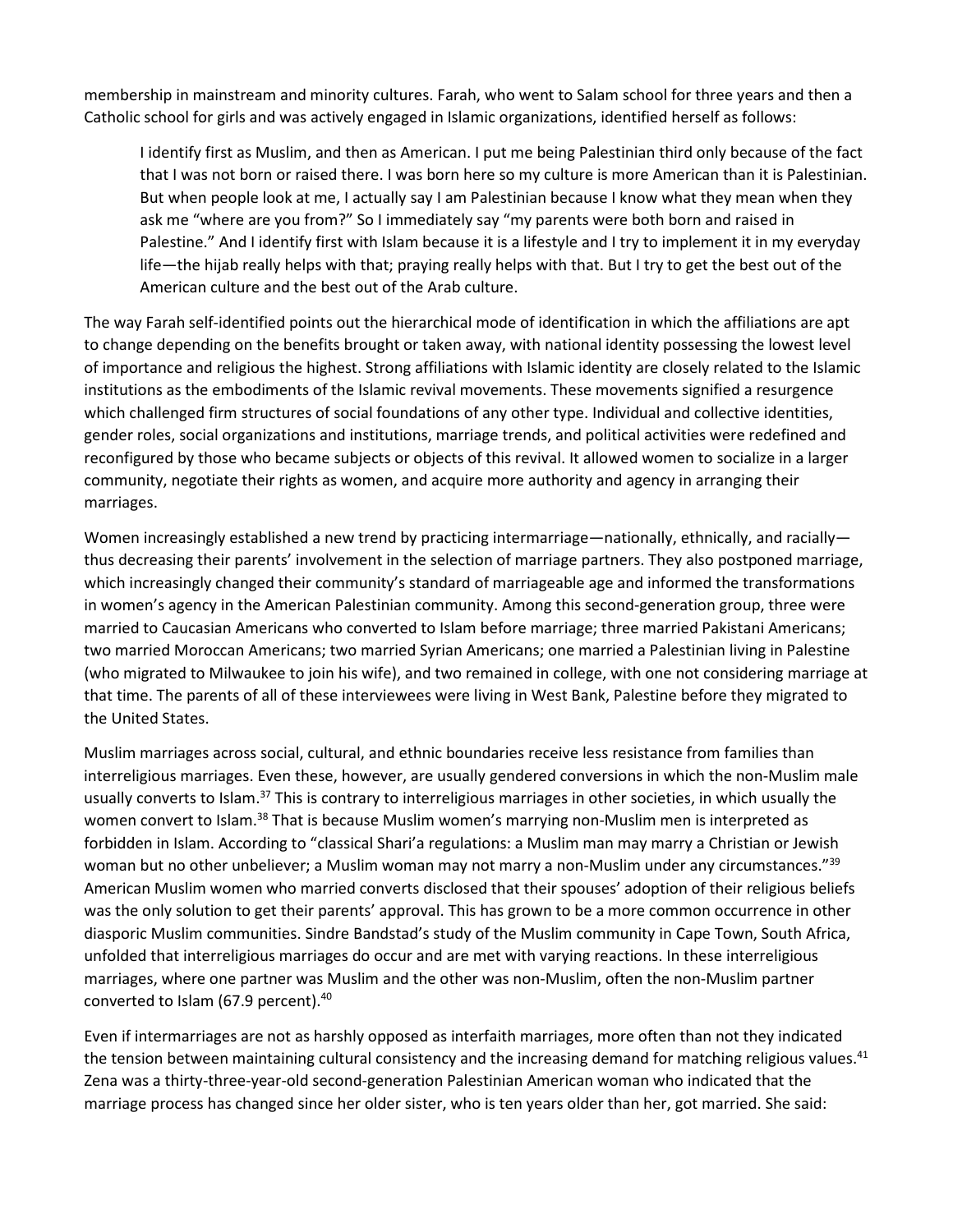membership in mainstream and minority cultures. Farah, who went to Salam school for three years and then a Catholic school for girls and was actively engaged in Islamic organizations, identified herself as follows:

> I identify first as Muslim, and then as American. I put me being Palestinian third only because of the fact that I was not born or raised there. I was born here so my culture is more American than it is Palestinian. But when people look at me, I actually say I am Palestinian because I know what they mean when they ask me "where are you from?" So I immediately say "my parents were both born and raised in Palestine." And I identify first with Islam because it is a lifestyle and I try to implement it in my everyday life—the hijab really helps with that; praying really helps with that. But I try to get the best out of the American culture and the best out of the Arab culture.

The way Farah self-identified points out the hierarchical mode of identification in which the affiliations are apt to change depending on the benefits brought or taken away, with national identity possessing the lowest level of importance and religious the highest. Strong affiliations with Islamic identity are closely related to the Islamic institutions as the embodiments of the Islamic revival movements. These movements signified a resurgence which challenged firm structures of social foundations of any other type. Individual and collective identities, gender roles, social organizations and institutions, marriage trends, and political activities were redefined and reconfigured by those who became subjects or objects of this revival. It allowed women to socialize in a larger community, negotiate their rights as women, and acquire more authority and agency in arranging their marriages.

Women increasingly established a new trend by practicing intermarriage—nationally, ethnically, and racially—thus decreasing their parents' involvement in the selection of marriage partners. They also postponed marriage, which increasingly changed their community's standard of marriageable age and informed the transformations in women's agency in the American Palestinian community. Among this second-generation group, three were married to Caucasian Americans who converted to Islam before marriage; three married Pakistani Americans; two married Moroccan Americans; two married Syrian Americans; one married a Palestinian living in Palestine (who migrated to Milwaukee to join his wife), and two remained in college, with one not considering marriage at that time. The parents of all of these interviewees were living in West Bank, Palestine before they migrated to the United States.

Muslim marriages across social, cultural, and ethnic boundaries receive less resistance from families than interreligious marriages. Even these, however, are usually gendered conversions in which the non-Muslim male usually converts to Islam.[37] This is contrary to interreligious marriages in other societies, in which usually the women convert to Islam.[38] That is because Muslim women's marrying non-Muslim men is interpreted as forbidden in Islam. According to "classical Shari'a regulations: a Muslim man may marry a Christian or Jewish woman but no other unbeliever; a Muslim woman may not marry a non-Muslim under any circumstances."[39] American Muslim women who married converts disclosed that their spouses' adoption of their religious beliefs was the only solution to get their parents' approval. This has grown to be a more common occurrence in other diasporic Muslim communities. Sindre Bandstad's study of the Muslim community in Cape Town, South Africa, unfolded that interreligious marriages do occur and are met with varying reactions. In these interreligious marriages, where one partner was Muslim and the other was non-Muslim, often the non-Muslim partner converted to Islam (67.9 percent).[40]

Even if intermarriages are not as harshly opposed as interfaith marriages, more often than not they indicated the tension between maintaining cultural consistency and the increasing demand for matching religious values.[41] Zena was a thirty-three-year-old second-generation Palestinian American woman who indicated that the marriage process has changed since her older sister, who is ten years older than her, got married. She said: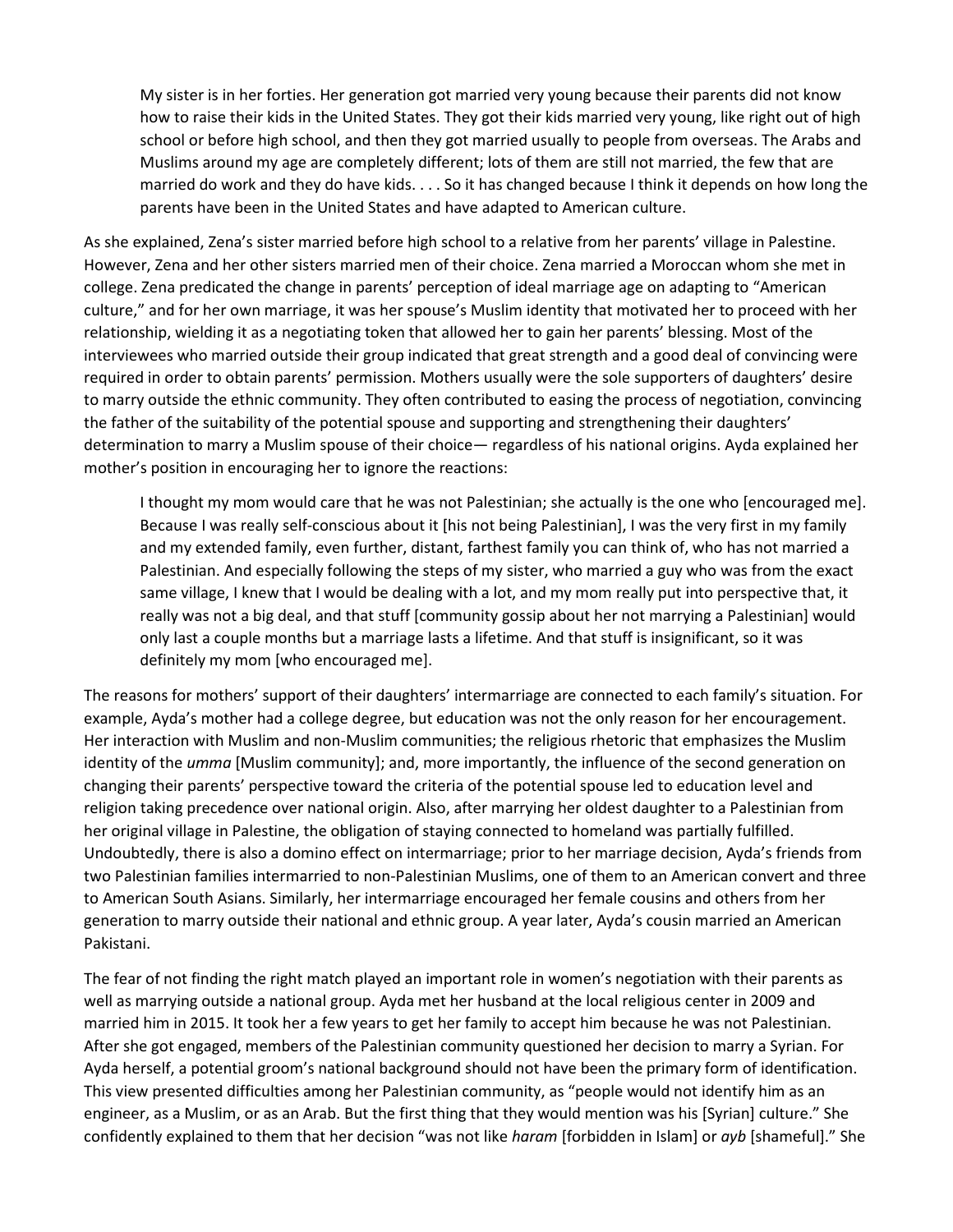> My sister is in her forties. Her generation got married very young because their parents did not know how to raise their kids in the United States. They got their kids married very young, like right out of high school or before high school, and then they got married usually to people from overseas. The Arabs and Muslims around my age are completely different; lots of them are still not married, the few that are married do work and they do have kids. . . . So it has changed because I think it depends on how long the parents have been in the United States and have adapted to American culture.

As she explained, Zena's sister married before high school to a relative from her parents' village in Palestine. However, Zena and her other sisters married men of their choice. Zena married a Moroccan whom she met in college. Zena predicated the change in parents' perception of ideal marriage age on adapting to "American culture," and for her own marriage, it was her spouse's Muslim identity that motivated her to proceed with her relationship, wielding it as a negotiating token that allowed her to gain her parents' blessing. Most of the interviewees who married outside their group indicated that great strength and a good deal of convincing were required in order to obtain parents' permission. Mothers usually were the sole supporters of daughters' desire to marry outside the ethnic community. They often contributed to easing the process of negotiation, convincing the father of the suitability of the potential spouse and supporting and strengthening their daughters' determination to marry a Muslim spouse of their choice— regardless of his national origins. Ayda explained her mother's position in encouraging her to ignore the reactions:

> I thought my mom would care that he was not Palestinian; she actually is the one who [encouraged me]. Because I was really self-conscious about it [his not being Palestinian], I was the very first in my family and my extended family, even further, distant, farthest family you can think of, who has not married a Palestinian. And especially following the steps of my sister, who married a guy who was from the exact same village, I knew that I would be dealing with a lot, and my mom really put into perspective that, it really was not a big deal, and that stuff [community gossip about her not marrying a Palestinian] would only last a couple months but a marriage lasts a lifetime. And that stuff is insignificant, so it was definitely my mom [who encouraged me].

The reasons for mothers' support of their daughters' intermarriage are connected to each family's situation. For example, Ayda's mother had a college degree, but education was not the only reason for her encouragement. Her interaction with Muslim and non-Muslim communities; the religious rhetoric that emphasizes the Muslim identity of the *umma* [Muslim community]; and, more importantly, the influence of the second generation on changing their parents' perspective toward the criteria of the potential spouse led to education level and religion taking precedence over national origin. Also, after marrying her oldest daughter to a Palestinian from her original village in Palestine, the obligation of staying connected to homeland was partially fulfilled. Undoubtedly, there is also a domino effect on intermarriage; prior to her marriage decision, Ayda's friends from two Palestinian families intermarried to non-Palestinian Muslims, one of them to an American convert and three to American South Asians. Similarly, her intermarriage encouraged her female cousins and others from her generation to marry outside their national and ethnic group. A year later, Ayda's cousin married an American Pakistani.

The fear of not finding the right match played an important role in women's negotiation with their parents as well as marrying outside a national group. Ayda met her husband at the local religious center in 2009 and married him in 2015. It took her a few years to get her family to accept him because he was not Palestinian. After she got engaged, members of the Palestinian community questioned her decision to marry a Syrian. For Ayda herself, a potential groom's national background should not have been the primary form of identification. This view presented difficulties among her Palestinian community, as "people would not identify him as an engineer, as a Muslim, or as an Arab. But the first thing that they would mention was his [Syrian] culture." She confidently explained to them that her decision "was not like *haram* [forbidden in Islam] or *ayb* [shameful]." She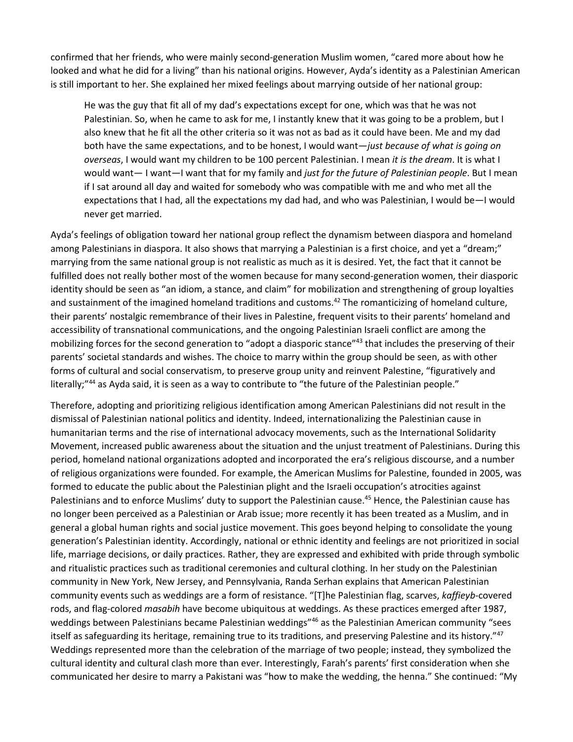confirmed that her friends, who were mainly second-generation Muslim women, "cared more about how he looked and what he did for a living" than his national origins. However, Ayda's identity as a Palestinian American is still important to her. She explained her mixed feelings about marrying outside of her national group:

> He was the guy that fit all of my dad's expectations except for one, which was that he was not Palestinian. So, when he came to ask for me, I instantly knew that it was going to be a problem, but I also knew that he fit all the other criteria so it was not as bad as it could have been. Me and my dad both have the same expectations, and to be honest, I would want—*just because of what is going on overseas*, I would want my children to be 100 percent Palestinian. I mean *it is the dream*. It is what I would want— I want—I want that for my family and *just for the future of Palestinian people*. But I mean if I sat around all day and waited for somebody who was compatible with me and who met all the expectations that I had, all the expectations my dad had, and who was Palestinian, I would be—I would never get married.

Ayda's feelings of obligation toward her national group reflect the dynamism between diaspora and homeland among Palestinians in diaspora. It also shows that marrying a Palestinian is a first choice, and yet a "dream;" marrying from the same national group is not realistic as much as it is desired. Yet, the fact that it cannot be fulfilled does not really bother most of the women because for many second-generation women, their diasporic identity should be seen as "an idiom, a stance, and claim" for mobilization and strengthening of group loyalties and sustainment of the imagined homeland traditions and customs.[42] The romanticizing of homeland culture, their parents' nostalgic remembrance of their lives in Palestine, frequent visits to their parents' homeland and accessibility of transnational communications, and the ongoing Palestinian Israeli conflict are among the mobilizing forces for the second generation to "adopt a diasporic stance"[43] that includes the preserving of their parents' societal standards and wishes. The choice to marry within the group should be seen, as with other forms of cultural and social conservatism, to preserve group unity and reinvent Palestine, "figuratively and literally;"[44] as Ayda said, it is seen as a way to contribute to "the future of the Palestinian people."

Therefore, adopting and prioritizing religious identification among American Palestinians did not result in the dismissal of Palestinian national politics and identity. Indeed, internationalizing the Palestinian cause in humanitarian terms and the rise of international advocacy movements, such as the International Solidarity Movement, increased public awareness about the situation and the unjust treatment of Palestinians. During this period, homeland national organizations adopted and incorporated the era's religious discourse, and a number of religious organizations were founded. For example, the American Muslims for Palestine, founded in 2005, was formed to educate the public about the Palestinian plight and the Israeli occupation's atrocities against Palestinians and to enforce Muslims' duty to support the Palestinian cause.[45] Hence, the Palestinian cause has no longer been perceived as a Palestinian or Arab issue; more recently it has been treated as a Muslim, and in general a global human rights and social justice movement. This goes beyond helping to consolidate the young generation's Palestinian identity. Accordingly, national or ethnic identity and feelings are not prioritized in social life, marriage decisions, or daily practices. Rather, they are expressed and exhibited with pride through symbolic and ritualistic practices such as traditional ceremonies and cultural clothing. In her study on the Palestinian community in New York, New Jersey, and Pennsylvania, Randa Serhan explains that American Palestinian community events such as weddings are a form of resistance. "[T]he Palestinian flag, scarves, *kaffieyb*-covered rods, and flag-colored *masabih* have become ubiquitous at weddings. As these practices emerged after 1987, weddings between Palestinians became Palestinian weddings"[46] as the Palestinian American community "sees itself as safeguarding its heritage, remaining true to its traditions, and preserving Palestine and its history."[47] Weddings represented more than the celebration of the marriage of two people; instead, they symbolized the cultural identity and cultural clash more than ever. Interestingly, Farah's parents' first consideration when she communicated her desire to marry a Pakistani was "how to make the wedding, the henna." She continued: "My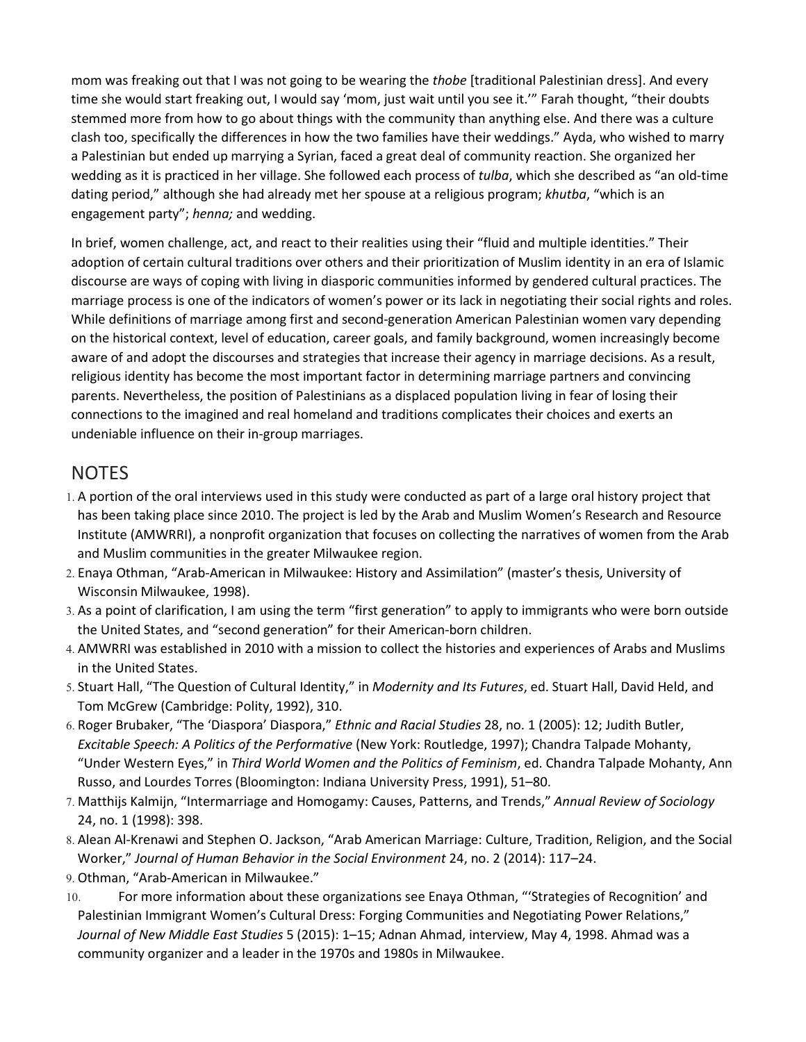mom was freaking out that I was not going to be wearing the *thobe* [traditional Palestinian dress]. And every time she would start freaking out, I would say 'mom, just wait until you see it.'" Farah thought, "their doubts stemmed more from how to go about things with the community than anything else. And there was a culture clash too, specifically the differences in how the two families have their weddings." Ayda, who wished to marry a Palestinian but ended up marrying a Syrian, faced a great deal of community reaction. She organized her wedding as it is practiced in her village. She followed each process of *tulba*, which she described as "an old-time dating period," although she had already met her spouse at a religious program; *khutba*, "which is an engagement party"; *henna;* and wedding.

In brief, women challenge, act, and react to their realities using their "fluid and multiple identities." Their adoption of certain cultural traditions over others and their prioritization of Muslim identity in an era of Islamic discourse are ways of coping with living in diasporic communities informed by gendered cultural practices. The marriage process is one of the indicators of women's power or its lack in negotiating their social rights and roles. While definitions of marriage among first and second-generation American Palestinian women vary depending on the historical context, level of education, career goals, and family background, women increasingly become aware of and adopt the discourses and strategies that increase their agency in marriage decisions. As a result, religious identity has become the most important factor in determining marriage partners and convincing parents. Nevertheless, the position of Palestinians as a displaced population living in fear of losing their connections to the imagined and real homeland and traditions complicates their choices and exerts an undeniable influence on their in-group marriages.

## NOTES

1. A portion of the oral interviews used in this study were conducted as part of a large oral history project that has been taking place since 2010. The project is led by the Arab and Muslim Women's Research and Resource Institute (AMWRRI), a nonprofit organization that focuses on collecting the narratives of women from the Arab and Muslim communities in the greater Milwaukee region.
2. Enaya Othman, "Arab-American in Milwaukee: History and Assimilation" (master's thesis, University of Wisconsin Milwaukee, 1998).
3. As a point of clarification, I am using the term "first generation" to apply to immigrants who were born outside the United States, and "second generation" for their American-born children.
4. AMWRRI was established in 2010 with a mission to collect the histories and experiences of Arabs and Muslims in the United States.
5. Stuart Hall, "The Question of Cultural Identity," in *Modernity and Its Futures*, ed. Stuart Hall, David Held, and Tom McGrew (Cambridge: Polity, 1992), 310.
6. Roger Brubaker, "The 'Diaspora' Diaspora," *Ethnic and Racial Studies* 28, no. 1 (2005): 12; Judith Butler, *Excitable Speech: A Politics of the Performative* (New York: Routledge, 1997); Chandra Talpade Mohanty, "Under Western Eyes," in *Third World Women and the Politics of Feminism*, ed. Chandra Talpade Mohanty, Ann Russo, and Lourdes Torres (Bloomington: Indiana University Press, 1991), 51–80.
7. Matthijs Kalmijn, "Intermarriage and Homogamy: Causes, Patterns, and Trends," *Annual Review of Sociology* 24, no. 1 (1998): 398.
8. Alean Al-Krenawi and Stephen O. Jackson, "Arab American Marriage: Culture, Tradition, Religion, and the Social Worker," *Journal of Human Behavior in the Social Environment* 24, no. 2 (2014): 117–24.
9. Othman, "Arab-American in Milwaukee."
10. For more information about these organizations see Enaya Othman, "'Strategies of Recognition' and Palestinian Immigrant Women's Cultural Dress: Forging Communities and Negotiating Power Relations," *Journal of New Middle East Studies* 5 (2015): 1–15; Adnan Ahmad, interview, May 4, 1998. Ahmad was a community organizer and a leader in the 1970s and 1980s in Milwaukee.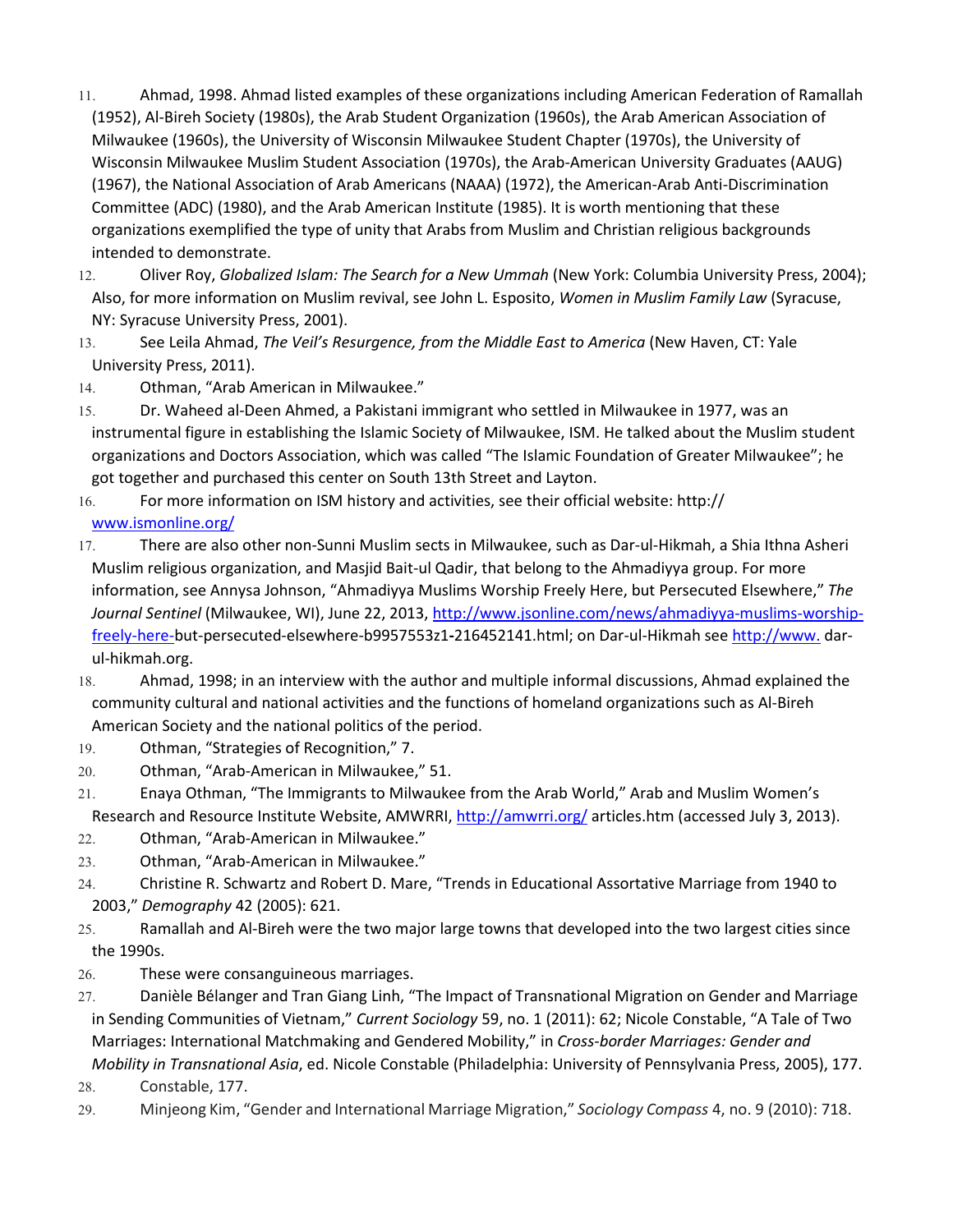11. Ahmad, 1998. Ahmad listed examples of these organizations including American Federation of Ramallah (1952), Al-Bireh Society (1980s), the Arab Student Organization (1960s), the Arab American Association of Milwaukee (1960s), the University of Wisconsin Milwaukee Student Chapter (1970s), the University of Wisconsin Milwaukee Muslim Student Association (1970s), the Arab-American University Graduates (AAUG) (1967), the National Association of Arab Americans (NAAA) (1972), the American-Arab Anti-Discrimination Committee (ADC) (1980), and the Arab American Institute (1985). It is worth mentioning that these organizations exemplified the type of unity that Arabs from Muslim and Christian religious backgrounds intended to demonstrate.
12. Oliver Roy, *Globalized Islam: The Search for a New Ummah* (New York: Columbia University Press, 2004); Also, for more information on Muslim revival, see John L. Esposito, *Women in Muslim Family Law* (Syracuse, NY: Syracuse University Press, 2001).
13. See Leila Ahmad, *The Veil's Resurgence, from the Middle East to America* (New Haven, CT: Yale University Press, 2011).
14. Othman, "Arab American in Milwaukee."
15. Dr. Waheed al-Deen Ahmed, a Pakistani immigrant who settled in Milwaukee in 1977, was an instrumental figure in establishing the Islamic Society of Milwaukee, ISM. He talked about the Muslim student organizations and Doctors Association, which was called "The Islamic Foundation of Greater Milwaukee"; he got together and purchased this center on South 13th Street and Layton.
16. For more information on ISM history and activities, see their official website: http://www.ismonline.org/
17. There are also other non-Sunni Muslim sects in Milwaukee, such as Dar-ul-Hikmah, a Shia Ithna Asheri Muslim religious organization, and Masjid Bait-ul Qadir, that belong to the Ahmadiyya group. For more information, see Annysa Johnson, "Ahmadiyya Muslims Worship Freely Here, but Persecuted Elsewhere," *The Journal Sentinel* (Milwaukee, WI), June 22, 2013, http://www.jsonline.com/news/ahmadiyya-muslims-worship-freely-here-but-persecuted-elsewhere-b9957553z1-216452141.html; on Dar-ul-Hikmah see http://www.dar-ul-hikmah.org.
18. Ahmad, 1998; in an interview with the author and multiple informal discussions, Ahmad explained the community cultural and national activities and the functions of homeland organizations such as Al-Bireh American Society and the national politics of the period.
19. Othman, "Strategies of Recognition," 7.
20. Othman, "Arab-American in Milwaukee," 51.
21. Enaya Othman, "The Immigrants to Milwaukee from the Arab World," Arab and Muslim Women's Research and Resource Institute Website, AMWRRI, http://amwrri.org/articles.htm (accessed July 3, 2013).
22. Othman, "Arab-American in Milwaukee."
23. Othman, "Arab-American in Milwaukee."
24. Christine R. Schwartz and Robert D. Mare, "Trends in Educational Assortative Marriage from 1940 to 2003," *Demography* 42 (2005): 621.
25. Ramallah and Al-Bireh were the two major large towns that developed into the two largest cities since the 1990s.
26. These were consanguineous marriages.
27. Danièle Bélanger and Tran Giang Linh, "The Impact of Transnational Migration on Gender and Marriage in Sending Communities of Vietnam," *Current Sociology* 59, no. 1 (2011): 62; Nicole Constable, "A Tale of Two Marriages: International Matchmaking and Gendered Mobility," in *Cross-border Marriages: Gender and Mobility in Transnational Asia*, ed. Nicole Constable (Philadelphia: University of Pennsylvania Press, 2005), 177.
28. Constable, 177.
29. Minjeong Kim, "Gender and International Marriage Migration," *Sociology Compass* 4, no. 9 (2010): 718.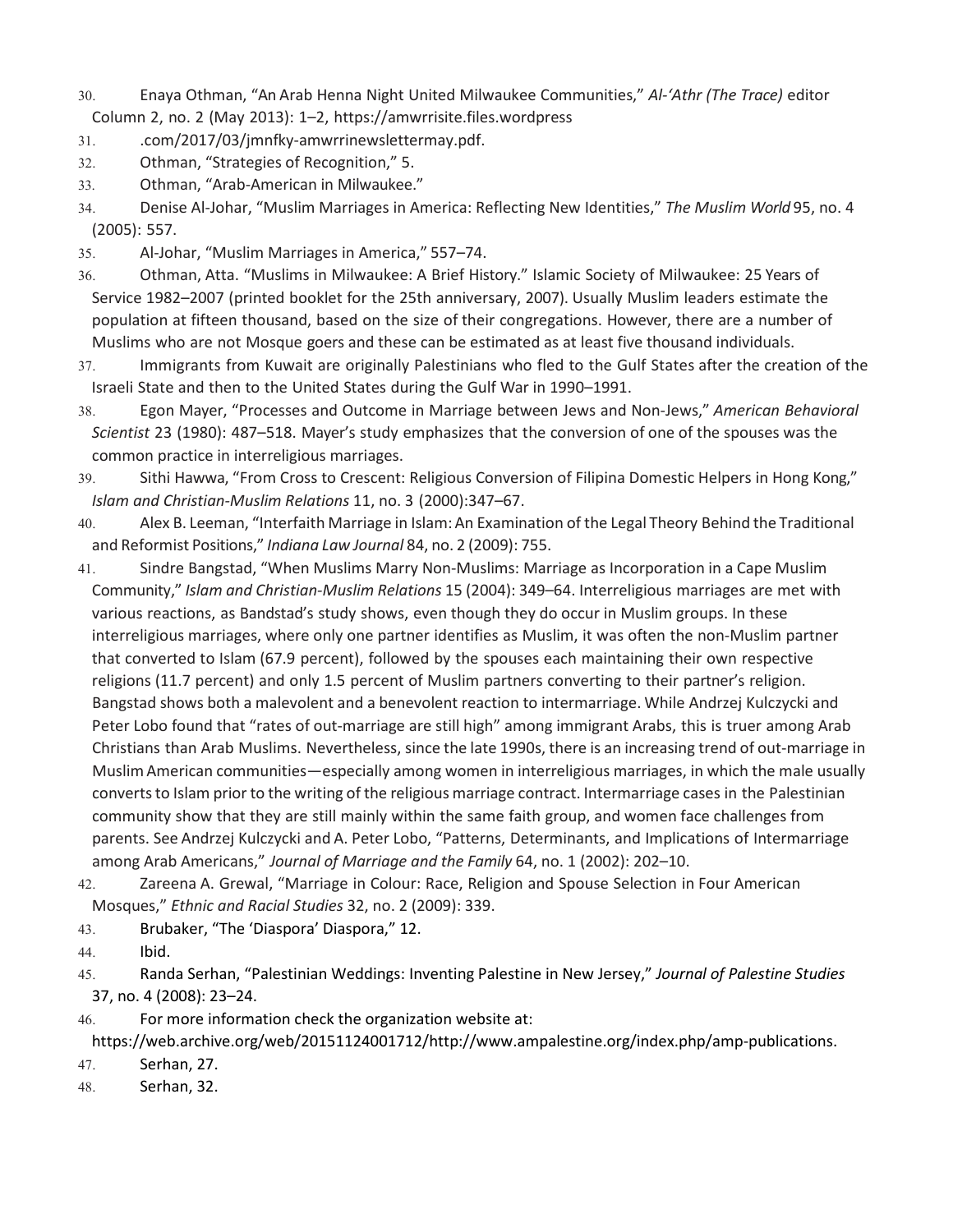30. Enaya Othman, "An Arab Henna Night United Milwaukee Communities," *Al-'Athr (The Trace)* editor Column 2, no. 2 (May 2013): 1–2, https://amwrrisite.files.wordpress

31. .com/2017/03/jmnfky-amwrrinewslettermay.pdf.

32. Othman, "Strategies of Recognition," 5.

33. Othman, "Arab-American in Milwaukee."

34. Denise Al-Johar, "Muslim Marriages in America: Reflecting New Identities," *The Muslim World* 95, no. 4 (2005): 557.

35. Al-Johar, "Muslim Marriages in America," 557–74.

36. Othman, Atta. "Muslims in Milwaukee: A Brief History." Islamic Society of Milwaukee: 25 Years of Service 1982–2007 (printed booklet for the 25th anniversary, 2007). Usually Muslim leaders estimate the population at fifteen thousand, based on the size of their congregations. However, there are a number of Muslims who are not Mosque goers and these can be estimated as at least five thousand individuals.

37. Immigrants from Kuwait are originally Palestinians who fled to the Gulf States after the creation of the Israeli State and then to the United States during the Gulf War in 1990–1991.

38. Egon Mayer, "Processes and Outcome in Marriage between Jews and Non-Jews," *American Behavioral Scientist* 23 (1980): 487–518. Mayer's study emphasizes that the conversion of one of the spouses was the common practice in interreligious marriages.

39. Sithi Hawwa, "From Cross to Crescent: Religious Conversion of Filipina Domestic Helpers in Hong Kong," *Islam and Christian-Muslim Relations* 11, no. 3 (2000):347–67.

40. Alex B. Leeman, "Interfaith Marriage in Islam: An Examination of the Legal Theory Behind the Traditional and Reformist Positions," *Indiana Law Journal* 84, no. 2 (2009): 755.

41. Sindre Bangstad, "When Muslims Marry Non-Muslims: Marriage as Incorporation in a Cape Muslim Community," *Islam and Christian-Muslim Relations* 15 (2004): 349–64. Interreligious marriages are met with various reactions, as Bandstad's study shows, even though they do occur in Muslim groups. In these interreligious marriages, where only one partner identifies as Muslim, it was often the non-Muslim partner that converted to Islam (67.9 percent), followed by the spouses each maintaining their own respective religions (11.7 percent) and only 1.5 percent of Muslim partners converting to their partner's religion. Bangstad shows both a malevolent and a benevolent reaction to intermarriage. While Andrzej Kulczycki and Peter Lobo found that "rates of out-marriage are still high" among immigrant Arabs, this is truer among Arab Christians than Arab Muslims. Nevertheless, since the late 1990s, there is an increasing trend of out-marriage in Muslim American communities—especially among women in interreligious marriages, in which the male usually converts to Islam prior to the writing of the religious marriage contract. Intermarriage cases in the Palestinian community show that they are still mainly within the same faith group, and women face challenges from parents. See Andrzej Kulczycki and A. Peter Lobo, "Patterns, Determinants, and Implications of Intermarriage among Arab Americans," *Journal of Marriage and the Family* 64, no. 1 (2002): 202–10.

42. Zareena A. Grewal, "Marriage in Colour: Race, Religion and Spouse Selection in Four American Mosques," *Ethnic and Racial Studies* 32, no. 2 (2009): 339.

43. Brubaker, "The 'Diaspora' Diaspora," 12.

44. Ibid.

45. Randa Serhan, "Palestinian Weddings: Inventing Palestine in New Jersey," *Journal of Palestine Studies* 37, no. 4 (2008): 23–24.

46. For more information check the organization website at: https://web.archive.org/web/20151124001712/http://www.ampalestine.org/index.php/amp-publications.

47. Serhan, 27.

48. Serhan, 32.